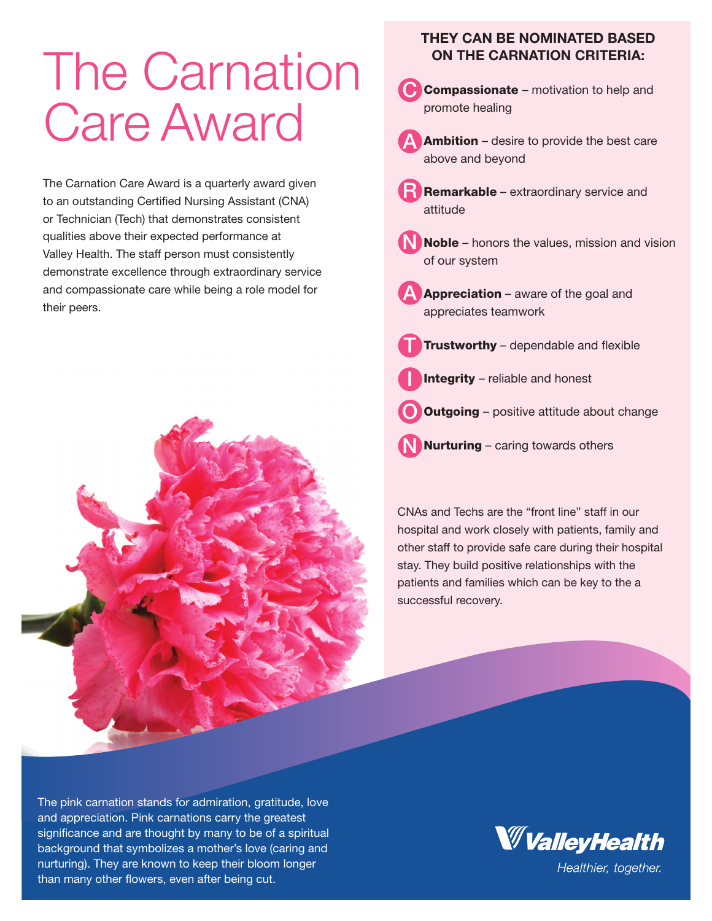# The Carnation Care Award

The Carnation Care Award is a quarterly award given to an outstanding Certified Nursing Assistant (CNA) or Technician (Tech) that demonstrates consistent qualities above their expected performance at Valley Health. The staff person must consistently demonstrate excellence through extraordinary service and compassionate care while being a role model for their peers.

## THEY CAN BE NOMINATED BASED ON THE CARNATION CRITERIA:

- **C** **Compassionate** – motivation to help and promote healing
- **A** **Ambition** – desire to provide the best care above and beyond
- **R** **Remarkable** – extraordinary service and attitude
- **N** **Noble** – honors the values, mission and vision of our system
- **A** **Appreciation** – aware of the goal and appreciates teamwork
- **T** **Trustworthy** – dependable and flexible
- **I** **Integrity** – reliable and honest
- **O** **Outgoing** – positive attitude about change
- **N** **Nurturing** – caring towards others

CNAs and Techs are the "front line" staff in our hospital and work closely with patients, family and other staff to provide safe care during their hospital stay. They build positive relationships with the patients and families which can be key to the a successful recovery.

The pink carnation stands for admiration, gratitude, love and appreciation. Pink carnations carry the greatest significance and are thought by many to be of a spiritual background that symbolizes a mother's love (caring and nurturing). They are known to keep their bloom longer than many other flowers, even after being cut.

**ValleyHealth**

*Healthier, together.*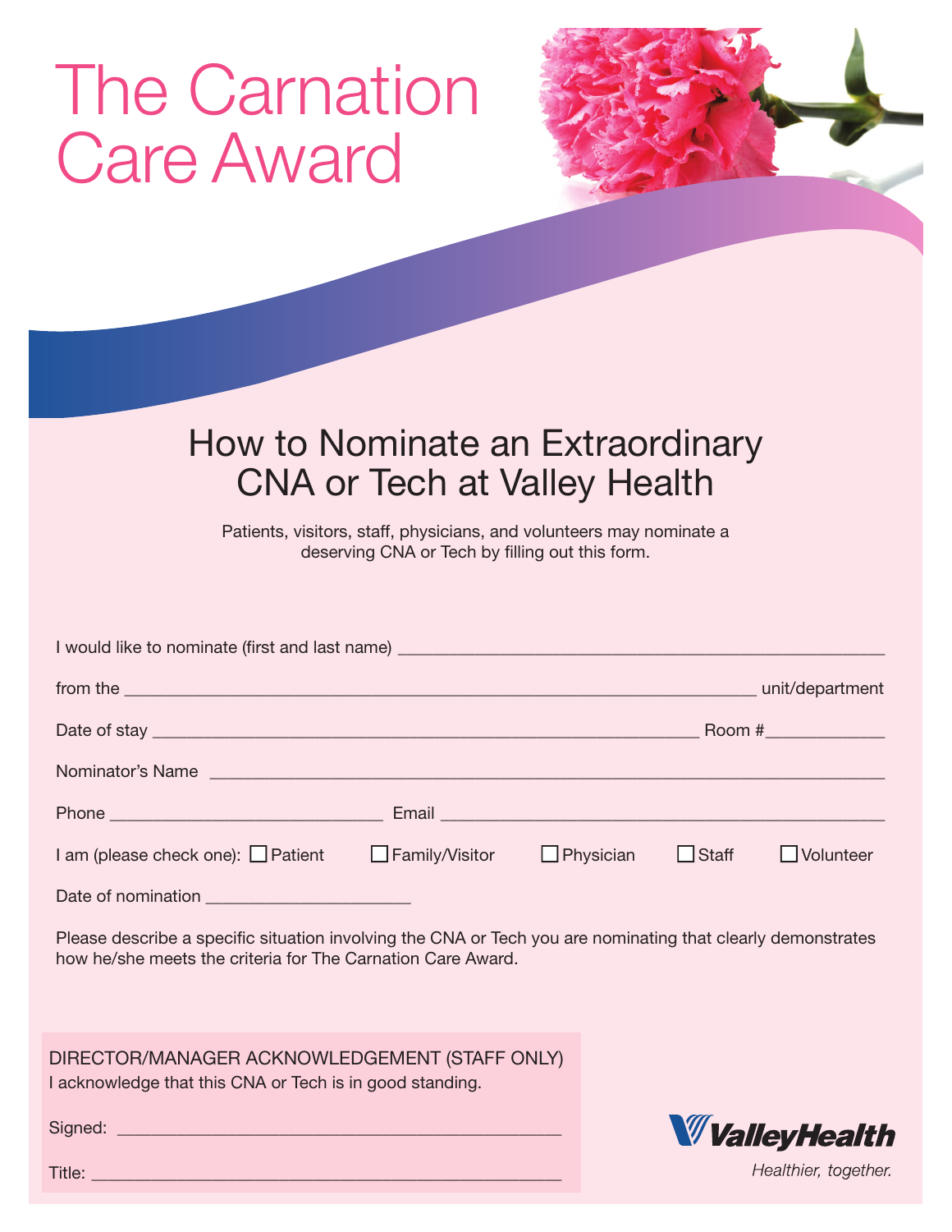# The Carnation Care Award

## How to Nominate an Extraordinary CNA or Tech at Valley Health

Patients, visitors, staff, physicians, and volunteers may nominate a deserving CNA or Tech by filling out this form.

I would like to nominate (first and last name) ____________________________________________

from the ____________________________________________ unit/department

Date of stay ____________________________________________ Room #____________

Nominator's Name ____________________________________________

Phone ________________________ Email ____________________________________________

I am (please check one): ☐ Patient ☐ Family/Visitor ☐ Physician ☐ Staff ☐ Volunteer

Date of nomination ____________________

Please describe a specific situation involving the CNA or Tech you are nominating that clearly demonstrates how he/she meets the criteria for The Carnation Care Award.

DIRECTOR/MANAGER ACKNOWLEDGEMENT (STAFF ONLY)
I acknowledge that this CNA or Tech is in good standing.

Signed: ____________________________________________

Title: ____________________________________________

ValleyHealth
*Healthier, together.*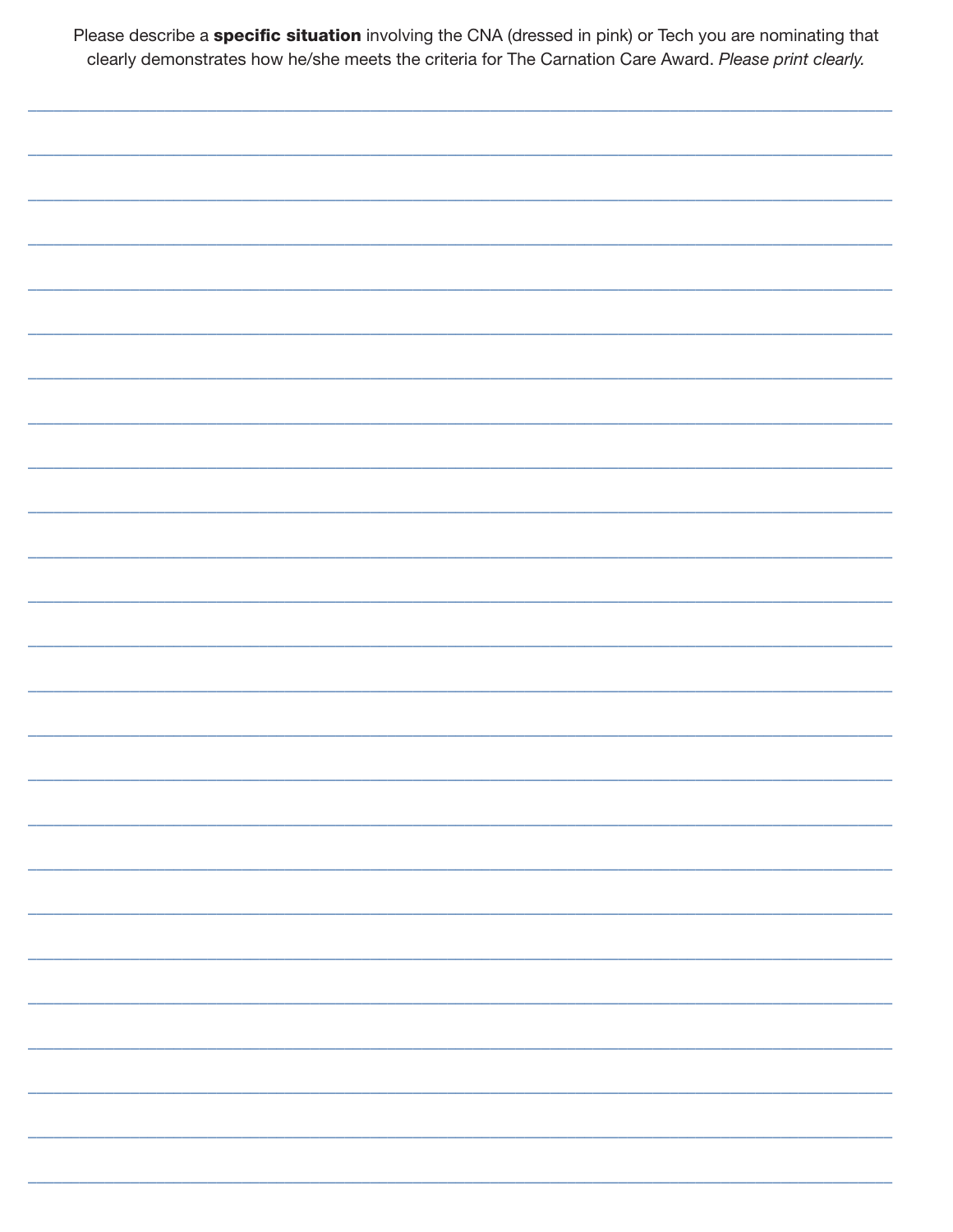Please describe a **specific situation** involving the CNA (dressed in pink) or Tech you are nominating that clearly demonstrates how he/she meets the criteria for The Carnation Care Award. *Please print clearly.*

______________________________________________________________________________________

______________________________________________________________________________________

______________________________________________________________________________________

______________________________________________________________________________________

______________________________________________________________________________________

______________________________________________________________________________________

______________________________________________________________________________________

______________________________________________________________________________________

______________________________________________________________________________________

______________________________________________________________________________________

______________________________________________________________________________________

______________________________________________________________________________________

______________________________________________________________________________________

______________________________________________________________________________________

______________________________________________________________________________________

______________________________________________________________________________________

______________________________________________________________________________________

______________________________________________________________________________________

______________________________________________________________________________________

______________________________________________________________________________________

______________________________________________________________________________________

______________________________________________________________________________________

______________________________________________________________________________________

______________________________________________________________________________________

______________________________________________________________________________________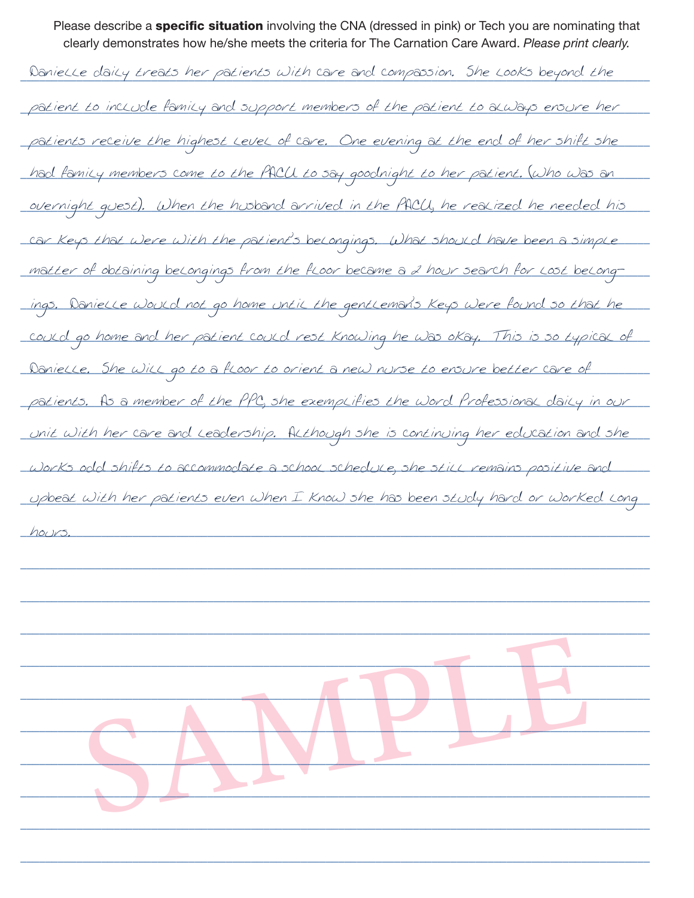Please describe a **specific situation** involving the CNA (dressed in pink) or Tech you are nominating that clearly demonstrates how he/she meets the criteria for The Carnation Care Award. *Please print clearly.*

Danielle daily treats her patients with care and compassion. She looks beyond the patient to include family and support members of the patient to always ensure her patients receive the highest level of care. One evening at the end of her shift she had family members come to the PACU to say goodnight to her patient. (Who was an overnight guest). When the husband arrived in the PACU, he realized he needed his car keys that were with the patient's belongings. What should have been a simple matter of obtaining belongings from the floor became a 2 hour search for lost belongings. Danielle would not go home until the gentleman's keys were found so that he could go home and her patient could rest knowing he was okay. This is so typical of Danielle. She will go to a floor to orient a new nurse to ensure better care of patients. As a member of the PPC, she exemplifies the word Professional daily in our unit with her care and leadership. Although she is continuing her education and she works odd shifts to accommodate a school schedule, she still remains positive and upbeat with her patients even when I know she has been study hard or worked long hours.

SAMPLE